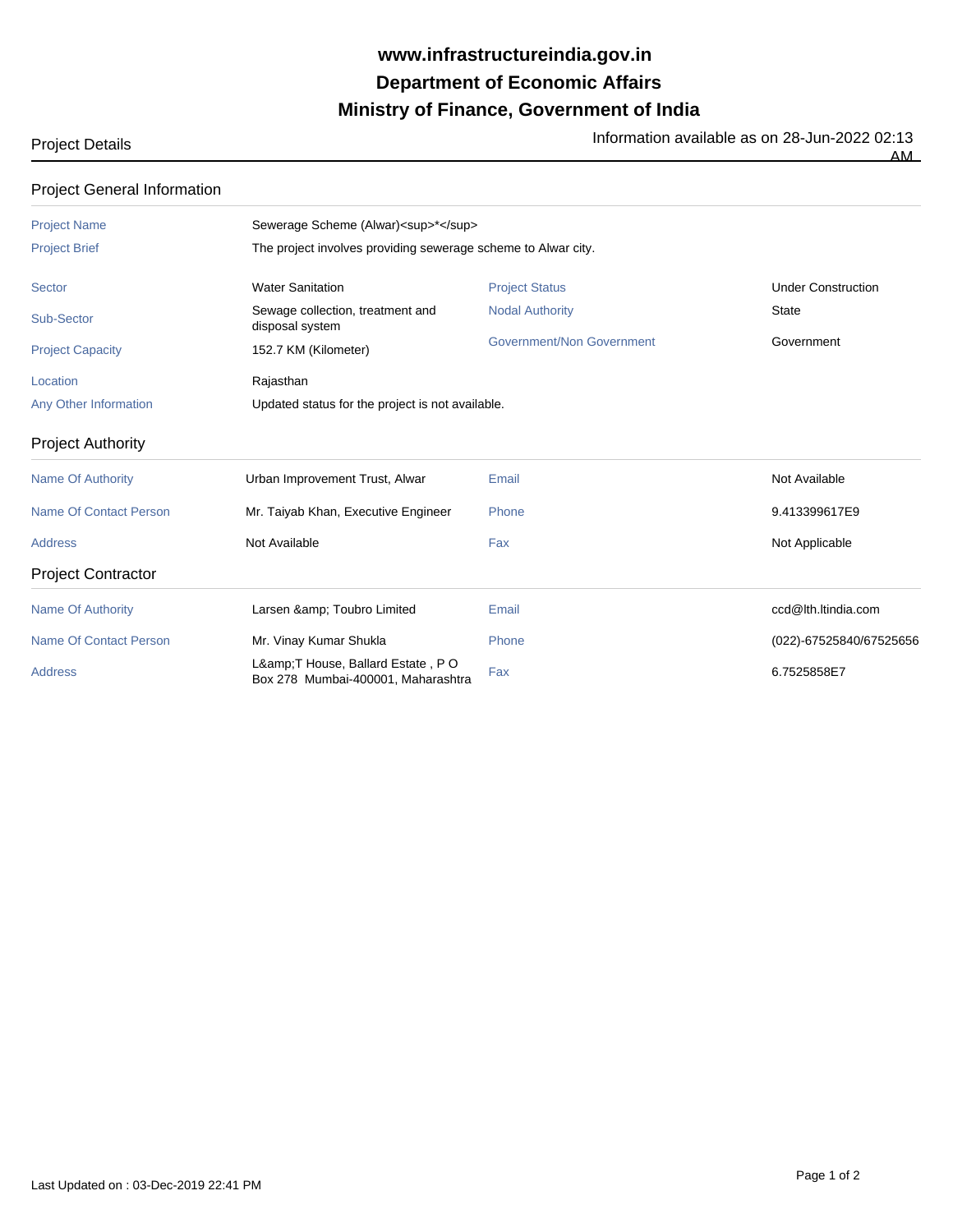# www.infrastructureindia.gov.in
# Department of Economic Affairs
# Ministry of Finance, Government of India

Project Details

Information available as on 28-Jun-2022 02:13 AM

## Project General Information

| | | | |
|---|---|---|---|
| Project Name | Sewerage Scheme (Alwar)<sup>*</sup> | | |
| Project Brief | The project involves providing sewerage scheme to Alwar city. | | |
| Sector | Water Sanitation | Project Status | Under Construction |
| Sub-Sector | Sewage collection, treatment and disposal system | Nodal Authority | State |
| Project Capacity | 152.7 KM (Kilometer) | Government/Non Government | Government |
| Location | Rajasthan | | |
| Any Other Information | Updated status for the project is not available. | | |

## Project Authority

| | | | |
|---|---|---|---|
| Name Of Authority | Urban Improvement Trust, Alwar | Email | Not Available |
| Name Of Contact Person | Mr. Taiyab Khan, Executive Engineer | Phone | 9.413399617E9 |
| Address | Not Available | Fax | Not Applicable |

## Project Contractor

| | | | |
|---|---|---|---|
| Name Of Authority | Larsen &amp; Toubro Limited | Email | ccd@lth.ltindia.com |
| Name Of Contact Person | Mr. Vinay Kumar Shukla | Phone | (022)-67525840/67525656 |
| Address | L&amp;T House, Ballard Estate , P O Box 278 Mumbai-400001, Maharashtra | Fax | 6.7525858E7 |

Last Updated on : 03-Dec-2019 22:41 PM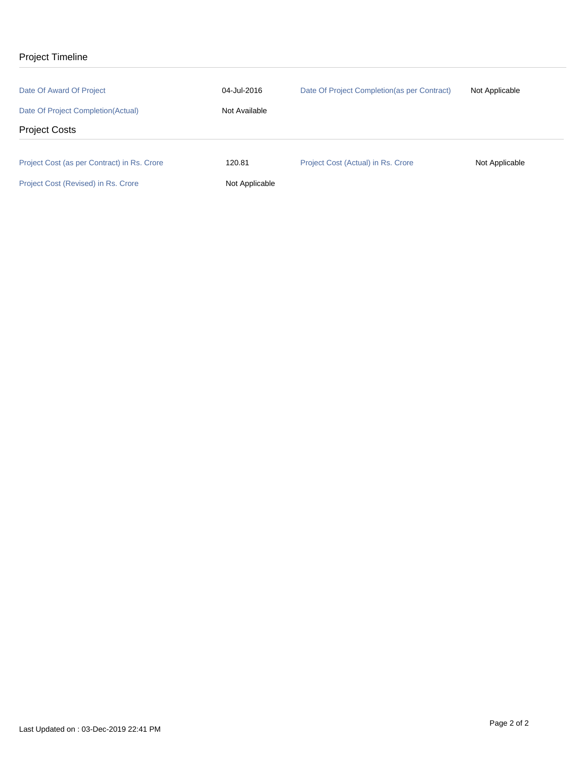## Project Timeline

| | | | |
|---|---|---|---|
| Date Of Award Of Project | 04-Jul-2016 | Date Of Project Completion(as per Contract) | Not Applicable |
| Date Of Project Completion(Actual) | Not Available | | |

## Project Costs

| | | | |
|---|---|---|---|
| Project Cost (as per Contract) in Rs. Crore | 120.81 | Project Cost (Actual) in Rs. Crore | Not Applicable |
| Project Cost (Revised) in Rs. Crore | Not Applicable | | |

Last Updated on : 03-Dec-2019 22:41 PM